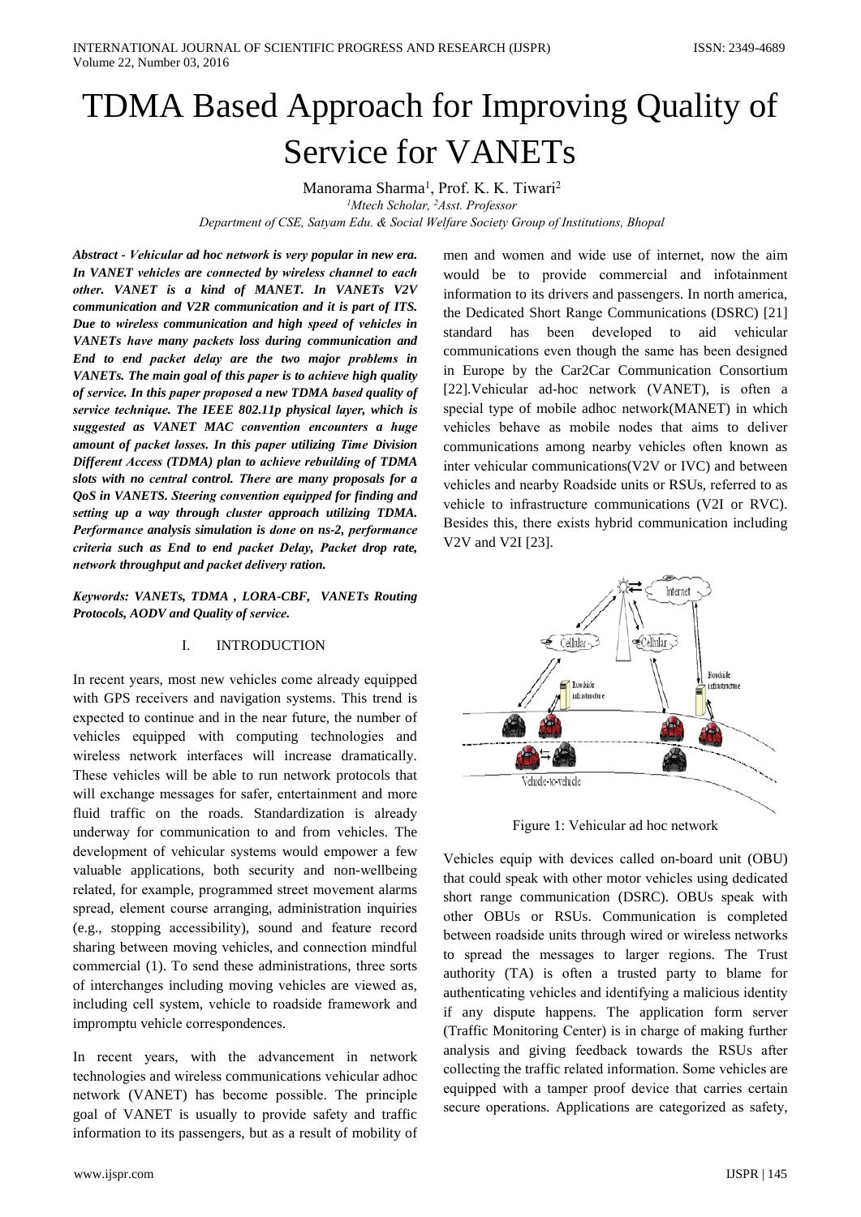# TDMA Based Approach for Improving Quality of Service for VANETs

Manorama Sharma[1], Prof. K. K. Tiwari[2]

[1]*Mtech Scholar,* [2]*Asst. Professor*

*Department of CSE, Satyam Edu. & Social Welfare Society Group of Institutions, Bhopal*

***Abstract - Vehicular ad hoc network is very popular in new era. In VANET vehicles are connected by wireless channel to each other. VANET is a kind of MANET. In VANETs V2V communication and V2R communication and it is part of ITS. Due to wireless communication and high speed of vehicles in VANETs have many packets loss during communication and End to end packet delay are the two major problems in VANETs. The main goal of this paper is to achieve high quality of service. In this paper proposed a new TDMA based quality of service technique. The IEEE 802.11p physical layer, which is suggested as VANET MAC convention encounters a huge amount of packet losses. In this paper utilizing Time Division Different Access (TDMA) plan to achieve rebuilding of TDMA slots with no central control. There are many proposals for a QoS in VANETS. Steering convention equipped for finding and setting up a way through cluster approach utilizing TDMA. Performance analysis simulation is done on ns-2, performance criteria such as End to end packet Delay, Packet drop rate, network throughput and packet delivery ration.***

***Keywords: VANETs, TDMA , LORA-CBF, VANETs Routing Protocols, AODV and Quality of service.***

## I. INTRODUCTION

In recent years, most new vehicles come already equipped with GPS receivers and navigation systems. This trend is expected to continue and in the near future, the number of vehicles equipped with computing technologies and wireless network interfaces will increase dramatically. These vehicles will be able to run network protocols that will exchange messages for safer, entertainment and more fluid traffic on the roads. Standardization is already underway for communication to and from vehicles. The development of vehicular systems would empower a few valuable applications, both security and non-wellbeing related, for example, programmed street movement alarms spread, element course arranging, administration inquiries (e.g., stopping accessibility), sound and feature record sharing between moving vehicles, and connection mindful commercial (1). To send these administrations, three sorts of interchanges including moving vehicles are viewed as, including cell system, vehicle to roadside framework and impromptu vehicle correspondences.

In recent years, with the advancement in network technologies and wireless communications vehicular adhoc network (VANET) has become possible. The principle goal of VANET is usually to provide safety and traffic information to its passengers, but as a result of mobility of men and women and wide use of internet, now the aim would be to provide commercial and infotainment information to its drivers and passengers. In north america, the Dedicated Short Range Communications (DSRC) [21] standard has been developed to aid vehicular communications even though the same has been designed in Europe by the Car2Car Communication Consortium [22].Vehicular ad-hoc network (VANET), is often a special type of mobile adhoc network(MANET) in which vehicles behave as mobile nodes that aims to deliver communications among nearby vehicles often known as inter vehicular communications(V2V or IVC) and between vehicles and nearby Roadside units or RSUs, referred to as vehicle to infrastructure communications (V2I or RVC). Besides this, there exists hybrid communication including V2V and V2I [23].

Figure 1: Vehicular ad hoc network

Vehicles equip with devices called on-board unit (OBU) that could speak with other motor vehicles using dedicated short range communication (DSRC). OBUs speak with other OBUs or RSUs. Communication is completed between roadside units through wired or wireless networks to spread the messages to larger regions. The Trust authority (TA) is often a trusted party to blame for authenticating vehicles and identifying a malicious identity if any dispute happens. The application form server (Traffic Monitoring Center) is in charge of making further analysis and giving feedback towards the RSUs after collecting the traffic related information. Some vehicles are equipped with a tamper proof device that carries certain secure operations. Applications are categorized as safety,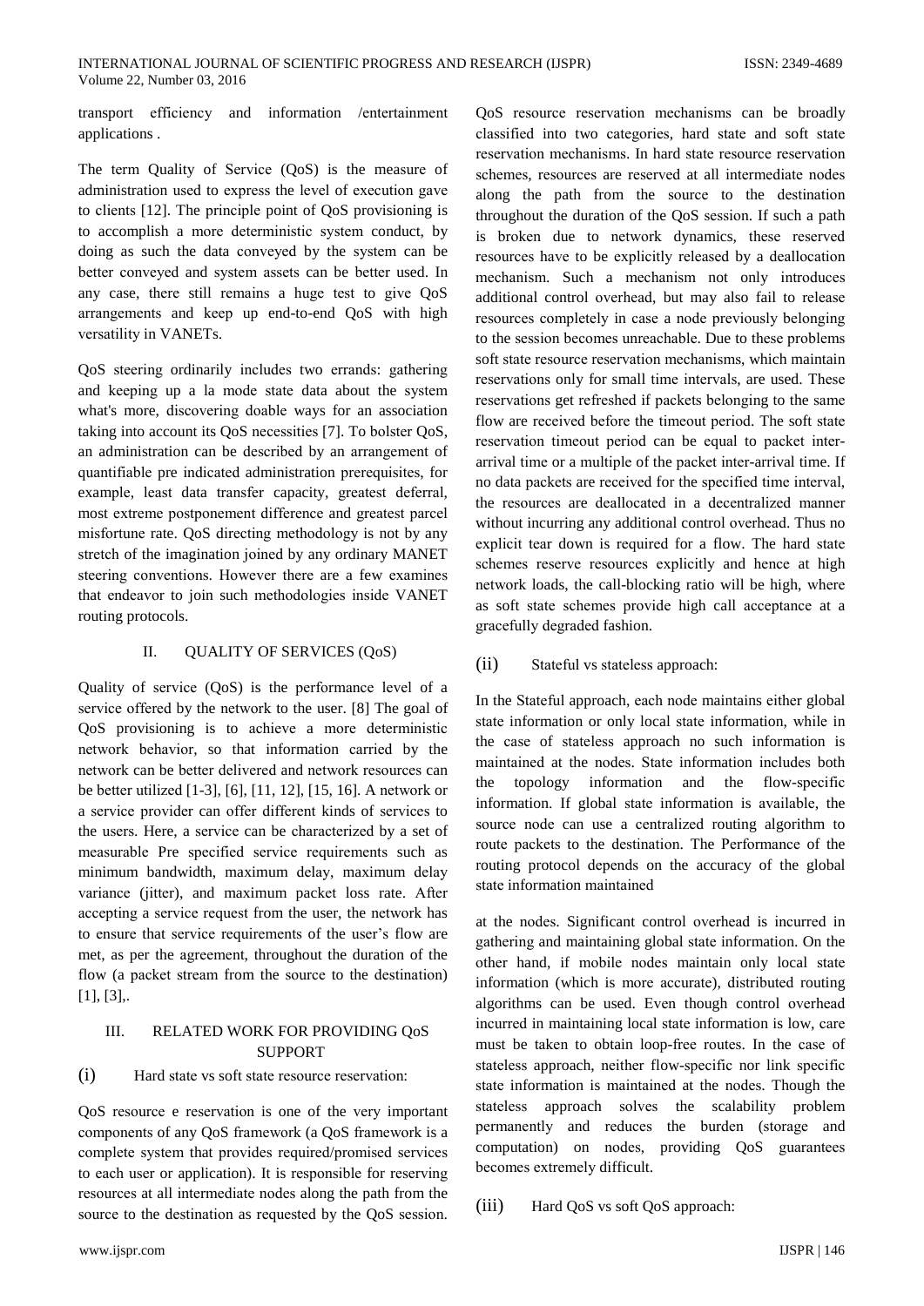transport efficiency and information /entertainment applications .

The term Quality of Service (QoS) is the measure of administration used to express the level of execution gave to clients [12]. The principle point of QoS provisioning is to accomplish a more deterministic system conduct, by doing as such the data conveyed by the system can be better conveyed and system assets can be better used. In any case, there still remains a huge test to give QoS arrangements and keep up end-to-end QoS with high versatility in VANETs.

QoS steering ordinarily includes two errands: gathering and keeping up a la mode state data about the system what's more, discovering doable ways for an association taking into account its QoS necessities [7]. To bolster QoS, an administration can be described by an arrangement of quantifiable pre indicated administration prerequisites, for example, least data transfer capacity, greatest deferral, most extreme postponement difference and greatest parcel misfortune rate. QoS directing methodology is not by any stretch of the imagination joined by any ordinary MANET steering conventions. However there are a few examines that endeavor to join such methodologies inside VANET routing protocols.

## II. QUALITY OF SERVICES (QoS)

Quality of service (QoS) is the performance level of a service offered by the network to the user. [8] The goal of QoS provisioning is to achieve a more deterministic network behavior, so that information carried by the network can be better delivered and network resources can be better utilized [1-3], [6], [11, 12], [15, 16]. A network or a service provider can offer different kinds of services to the users. Here, a service can be characterized by a set of measurable Pre specified service requirements such as minimum bandwidth, maximum delay, maximum delay variance (jitter), and maximum packet loss rate. After accepting a service request from the user, the network has to ensure that service requirements of the user's flow are met, as per the agreement, throughout the duration of the flow (a packet stream from the source to the destination) [1], [3],.

## III. RELATED WORK FOR PROVIDING QoS SUPPORT

### (i) Hard state vs soft state resource reservation:

QoS resource e reservation is one of the very important components of any QoS framework (a QoS framework is a complete system that provides required/promised services to each user or application). It is responsible for reserving resources at all intermediate nodes along the path from the source to the destination as requested by the QoS session. QoS resource reservation mechanisms can be broadly classified into two categories, hard state and soft state reservation mechanisms. In hard state resource reservation schemes, resources are reserved at all intermediate nodes along the path from the source to the destination throughout the duration of the QoS session. If such a path is broken due to network dynamics, these reserved resources have to be explicitly released by a deallocation mechanism. Such a mechanism not only introduces additional control overhead, but may also fail to release resources completely in case a node previously belonging to the session becomes unreachable. Due to these problems soft state resource reservation mechanisms, which maintain reservations only for small time intervals, are used. These reservations get refreshed if packets belonging to the same flow are received before the timeout period. The soft state reservation timeout period can be equal to packet inter-arrival time or a multiple of the packet inter-arrival time. If no data packets are received for the specified time interval, the resources are deallocated in a decentralized manner without incurring any additional control overhead. Thus no explicit tear down is required for a flow. The hard state schemes reserve resources explicitly and hence at high network loads, the call-blocking ratio will be high, where as soft state schemes provide high call acceptance at a gracefully degraded fashion.

### (ii) Stateful vs stateless approach:

In the Stateful approach, each node maintains either global state information or only local state information, while in the case of stateless approach no such information is maintained at the nodes. State information includes both the topology information and the flow-specific information. If global state information is available, the source node can use a centralized routing algorithm to route packets to the destination. The Performance of the routing protocol depends on the accuracy of the global state information maintained at the nodes. Significant control overhead is incurred in gathering and maintaining global state information. On the other hand, if mobile nodes maintain only local state information (which is more accurate), distributed routing algorithms can be used. Even though control overhead incurred in maintaining local state information is low, care must be taken to obtain loop-free routes. In the case of stateless approach, neither flow-specific nor link specific state information is maintained at the nodes. Though the stateless approach solves the scalability problem permanently and reduces the burden (storage and computation) on nodes, providing QoS guarantees becomes extremely difficult.

### (iii) Hard QoS vs soft QoS approach: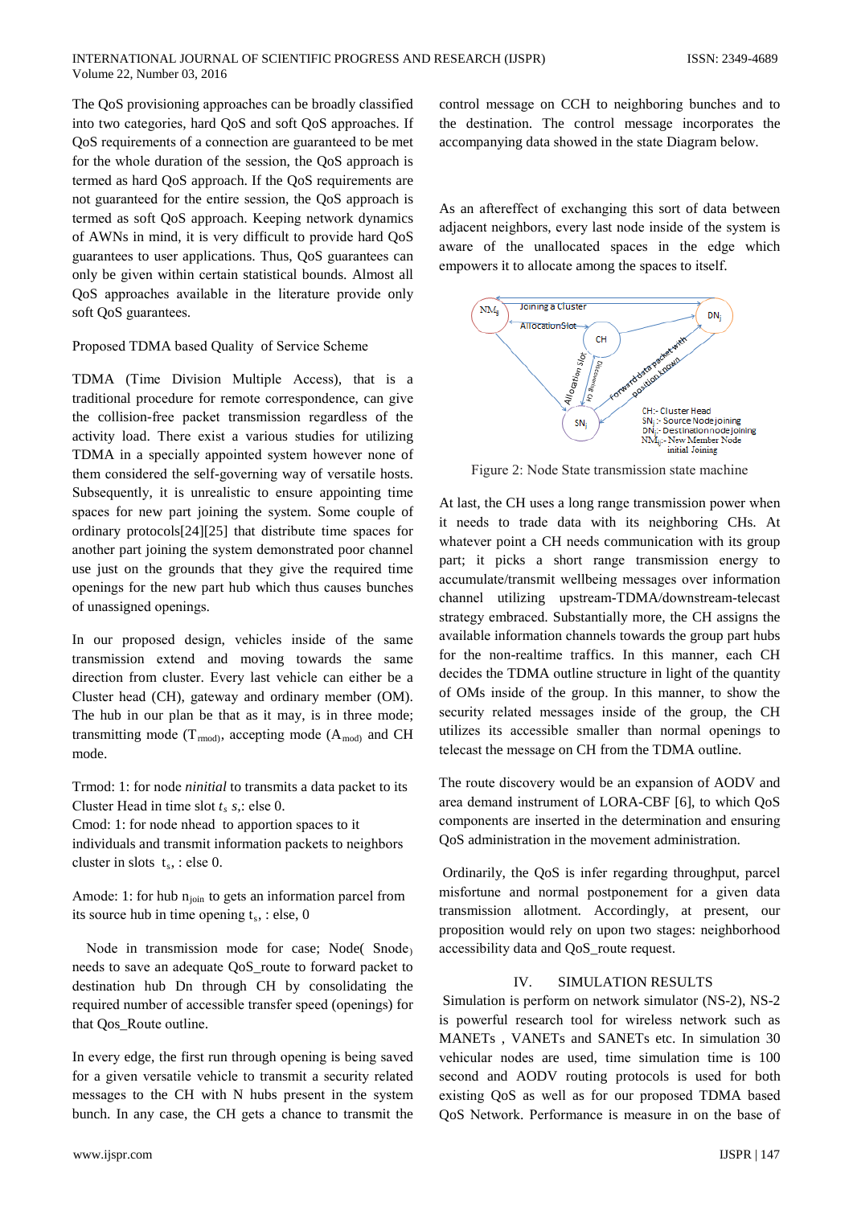The QoS provisioning approaches can be broadly classified into two categories, hard QoS and soft QoS approaches. If QoS requirements of a connection are guaranteed to be met for the whole duration of the session, the QoS approach is termed as hard QoS approach. If the QoS requirements are not guaranteed for the entire session, the QoS approach is termed as soft QoS approach. Keeping network dynamics of AWNs in mind, it is very difficult to provide hard QoS guarantees to user applications. Thus, QoS guarantees can only be given within certain statistical bounds. Almost all QoS approaches available in the literature provide only soft QoS guarantees.

Proposed TDMA based Quality of Service Scheme

TDMA (Time Division Multiple Access), that is a traditional procedure for remote correspondence, can give the collision-free packet transmission regardless of the activity load. There exist a various studies for utilizing TDMA in a specially appointed system however none of them considered the self-governing way of versatile hosts. Subsequently, it is unrealistic to ensure appointing time spaces for new part joining the system. Some couple of ordinary protocols[24][25] that distribute time spaces for another part joining the system demonstrated poor channel use just on the grounds that they give the required time openings for the new part hub which thus causes bunches of unassigned openings.

In our proposed design, vehicles inside of the same transmission extend and moving towards the same direction from cluster. Every last vehicle can either be a Cluster head (CH), gateway and ordinary member (OM). The hub in our plan be that as it may, is in three mode; transmitting mode ($T_{rmod}$), accepting mode ($A_{mod}$) and CH mode.

Trmod: 1: for node *ninitial* to transmits a data packet to its Cluster Head in time slot $t_s$ $s$,: else 0.
Cmod: 1: for node nhead to apportion spaces to it individuals and transmit information packets to neighbors cluster in slots $t_s$, : else 0.

Amode: 1: for hub $n_{join}$ to gets an information parcel from its source hub in time opening $t_s$, : else, 0

Node in transmission mode for case; Node( Snode) needs to save an adequate QoS_route to forward packet to destination hub Dn through CH by consolidating the required number of accessible transfer speed (openings) for that Qos_Route outline.

In every edge, the first run through opening is being saved for a given versatile vehicle to transmit a security related messages to the CH with N hubs present in the system bunch. In any case, the CH gets a chance to transmit the control message on CCH to neighboring bunches and to the destination. The control message incorporates the accompanying data showed in the state Diagram below.

As an aftereffect of exchanging this sort of data between adjacent neighbors, every last node inside of the system is aware of the unallocated spaces in the edge which empowers it to allocate among the spaces to itself.

Figure 2: Node State transmission state machine

At last, the CH uses a long range transmission power when it needs to trade data with its neighboring CHs. At whatever point a CH needs communication with its group part; it picks a short range transmission energy to accumulate/transmit wellbeing messages over information channel utilizing upstream-TDMA/downstream-telecast strategy embraced. Substantially more, the CH assigns the available information channels towards the group part hubs for the non-realtime traffics. In this manner, each CH decides the TDMA outline structure in light of the quantity of OMs inside of the group. In this manner, to show the security related messages inside of the group, the CH utilizes its accessible smaller than normal openings to telecast the message on CH from the TDMA outline.

The route discovery would be an expansion of AODV and area demand instrument of LORA-CBF [6], to which QoS components are inserted in the determination and ensuring QoS administration in the movement administration.

Ordinarily, the QoS is infer regarding throughput, parcel misfortune and normal postponement for a given data transmission allotment. Accordingly, at present, our proposition would rely on upon two stages: neighborhood accessibility data and QoS_route request.

## IV. SIMULATION RESULTS

Simulation is perform on network simulator (NS-2), NS-2 is powerful research tool for wireless network such as MANETs , VANETs and SANETs etc. In simulation 30 vehicular nodes are used, time simulation time is 100 second and AODV routing protocols is used for both existing QoS as well as for our proposed TDMA based QoS Network. Performance is measure in on the base of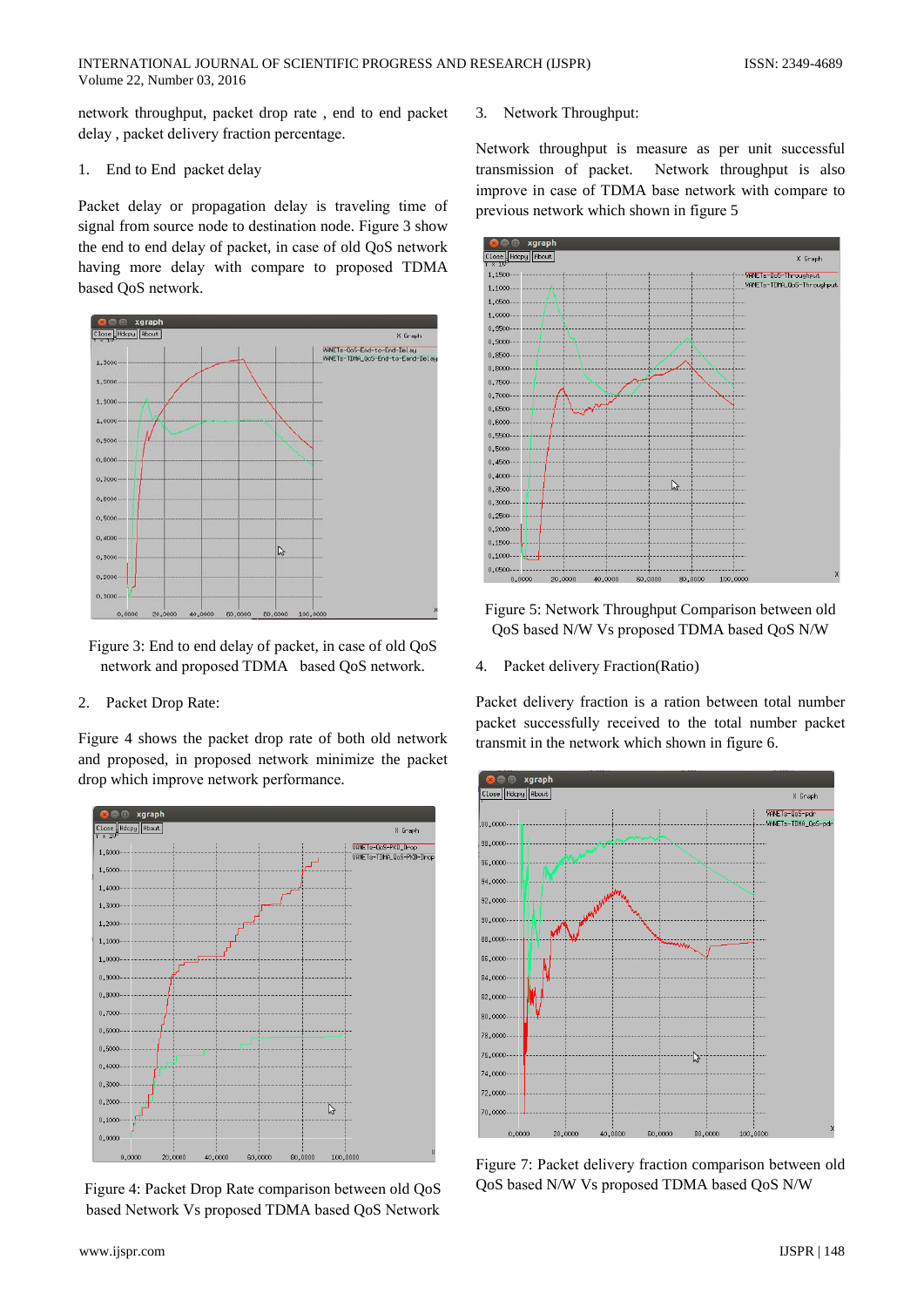network throughput, packet drop rate , end to end packet delay , packet delivery fraction percentage.

1. End to End packet delay

Packet delay or propagation delay is traveling time of signal from source node to destination node. Figure 3 show the end to end delay of packet, in case of old QoS network having more delay with compare to proposed TDMA based QoS network.

Figure 3: End to end delay of packet, in case of old QoS network and proposed TDMA based QoS network.

2. Packet Drop Rate:

Figure 4 shows the packet drop rate of both old network and proposed, in proposed network minimize the packet drop which improve network performance.

Figure 4: Packet Drop Rate comparison between old QoS based Network Vs proposed TDMA based QoS Network

3. Network Throughput:

Network throughput is measure as per unit successful transmission of packet. Network throughput is also improve in case of TDMA base network with compare to previous network which shown in figure 5

Figure 5: Network Throughput Comparison between old QoS based N/W Vs proposed TDMA based QoS N/W

4. Packet delivery Fraction(Ratio)

Packet delivery fraction is a ration between total number packet successfully received to the total number packet transmit in the network which shown in figure 6.

Figure 7: Packet delivery fraction comparison between old QoS based N/W Vs proposed TDMA based QoS N/W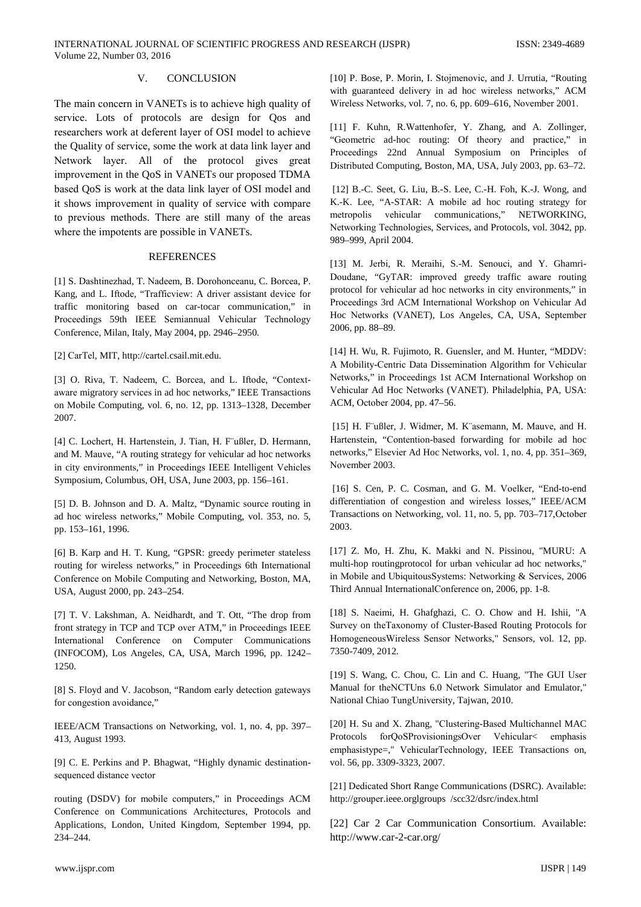## V. CONCLUSION

The main concern in VANETs is to achieve high quality of service. Lots of protocols are design for Qos and researchers work at deferent layer of OSI model to achieve the Quality of service, some the work at data link layer and Network layer. All of the protocol gives great improvement in the QoS in VANETs our proposed TDMA based QoS is work at the data link layer of OSI model and it shows improvement in quality of service with compare to previous methods. There are still many of the areas where the impotents are possible in VANETs.

## REFERENCES

[1] S. Dashtinezhad, T. Nadeem, B. Dorohonceanu, C. Borcea, P. Kang, and L. Iftode, "Trafficview: A driver assistant device for traffic monitoring based on car-tocar communication," in Proceedings 59th IEEE Semiannual Vehicular Technology Conference, Milan, Italy, May 2004, pp. 2946–2950.

[2] CarTel, MIT, http://cartel.csail.mit.edu.

[3] O. Riva, T. Nadeem, C. Borcea, and L. Iftode, "Context-aware migratory services in ad hoc networks," IEEE Transactions on Mobile Computing, vol. 6, no. 12, pp. 1313–1328, December 2007.

[4] C. Lochert, H. Hartenstein, J. Tian, H. F¨ußler, D. Hermann, and M. Mauve, "A routing strategy for vehicular ad hoc networks in city environments," in Proceedings IEEE Intelligent Vehicles Symposium, Columbus, OH, USA, June 2003, pp. 156–161.

[5] D. B. Johnson and D. A. Maltz, "Dynamic source routing in ad hoc wireless networks," Mobile Computing, vol. 353, no. 5, pp. 153–161, 1996.

[6] B. Karp and H. T. Kung, "GPSR: greedy perimeter stateless routing for wireless networks," in Proceedings 6th International Conference on Mobile Computing and Networking, Boston, MA, USA, August 2000, pp. 243–254.

[7] T. V. Lakshman, A. Neidhardt, and T. Ott, "The drop from front strategy in TCP and TCP over ATM," in Proceedings IEEE International Conference on Computer Communications (INFOCOM), Los Angeles, CA, USA, March 1996, pp. 1242–1250.

[8] S. Floyd and V. Jacobson, "Random early detection gateways for congestion avoidance,"

IEEE/ACM Transactions on Networking, vol. 1, no. 4, pp. 397–413, August 1993.

[9] C. E. Perkins and P. Bhagwat, "Highly dynamic destination-sequenced distance vector

routing (DSDV) for mobile computers," in Proceedings ACM Conference on Communications Architectures, Protocols and Applications, London, United Kingdom, September 1994, pp. 234–244.

[10] P. Bose, P. Morin, I. Stojmenovic, and J. Urrutia, "Routing with guaranteed delivery in ad hoc wireless networks," ACM Wireless Networks, vol. 7, no. 6, pp. 609–616, November 2001.

[11] F. Kuhn, R.Wattenhofer, Y. Zhang, and A. Zollinger, "Geometric ad-hoc routing: Of theory and practice," in Proceedings 22nd Annual Symposium on Principles of Distributed Computing, Boston, MA, USA, July 2003, pp. 63–72.

[12] B.-C. Seet, G. Liu, B.-S. Lee, C.-H. Foh, K.-J. Wong, and K.-K. Lee, "A-STAR: A mobile ad hoc routing strategy for metropolis vehicular communications," NETWORKING, Networking Technologies, Services, and Protocols, vol. 3042, pp. 989–999, April 2004.

[13] M. Jerbi, R. Meraihi, S.-M. Senouci, and Y. Ghamri-Doudane, "GyTAR: improved greedy traffic aware routing protocol for vehicular ad hoc networks in city environments," in Proceedings 3rd ACM International Workshop on Vehicular Ad Hoc Networks (VANET), Los Angeles, CA, USA, September 2006, pp. 88–89.

[14] H. Wu, R. Fujimoto, R. Guensler, and M. Hunter, "MDDV: A Mobility-Centric Data Dissemination Algorithm for Vehicular Networks," in Proceedings 1st ACM International Workshop on Vehicular Ad Hoc Networks (VANET). Philadelphia, PA, USA: ACM, October 2004, pp. 47–56.

[15] H. F¨ußler, J. Widmer, M. K¨asemann, M. Mauve, and H. Hartenstein, "Contention-based forwarding for mobile ad hoc networks," Elsevier Ad Hoc Networks, vol. 1, no. 4, pp. 351–369, November 2003.

[16] S. Cen, P. C. Cosman, and G. M. Voelker, "End-to-end differentiation of congestion and wireless losses," IEEE/ACM Transactions on Networking, vol. 11, no. 5, pp. 703–717,October 2003.

[17] Z. Mo, H. Zhu, K. Makki and N. Pissinou, "MURU: A multi-hop routingprotocol for urban vehicular ad hoc networks," in Mobile and UbiquitousSystems: Networking & Services, 2006 Third Annual InternationalConference on, 2006, pp. 1-8.

[18] S. Naeimi, H. Ghafghazi, C. O. Chow and H. Ishii, "A Survey on theTaxonomy of Cluster-Based Routing Protocols for HomogeneousWireless Sensor Networks," Sensors, vol. 12, pp. 7350-7409, 2012.

[19] S. Wang, C. Chou, C. Lin and C. Huang, "The GUI User Manual for theNCTUns 6.0 Network Simulator and Emulator," National Chiao TungUniversity, Tajwan, 2010.

[20] H. Su and X. Zhang, "Clustering-Based Multichannel MAC Protocols forQoSProvisioningsOver Vehicular< emphasis emphasistype=," VehicularTechnology, IEEE Transactions on, vol. 56, pp. 3309-3323, 2007.

[21] Dedicated Short Range Communications (DSRC). Available: http://grouper.ieee.orglgroups /scc32/dsrc/index.html

[22] Car 2 Car Communication Consortium. Available: http://www.car-2-car.org/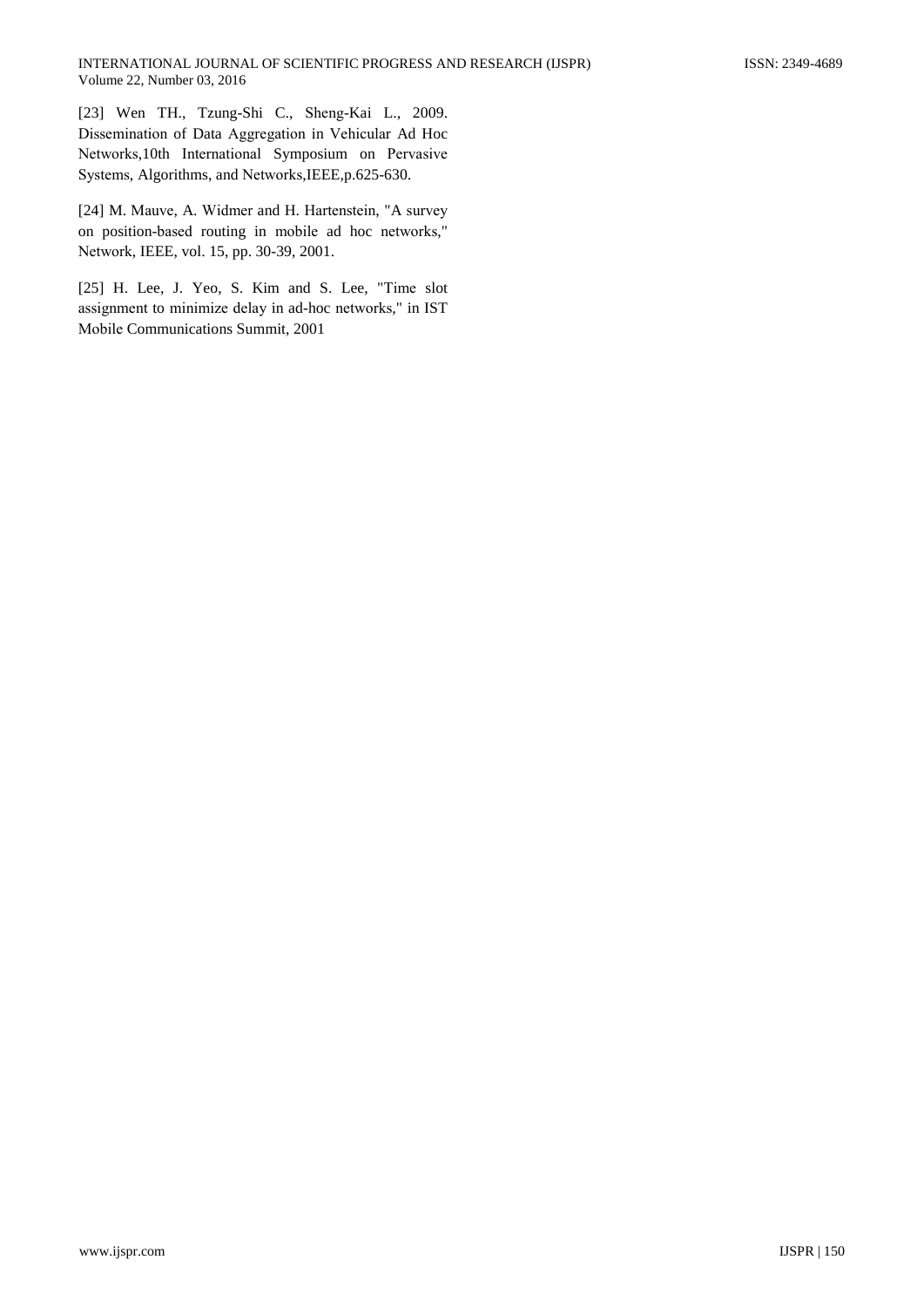[23] Wen TH., Tzung-Shi C., Sheng-Kai L., 2009. Dissemination of Data Aggregation in Vehicular Ad Hoc Networks,10th International Symposium on Pervasive Systems, Algorithms, and Networks,IEEE,p.625-630.

[24] M. Mauve, A. Widmer and H. Hartenstein, "A survey on position-based routing in mobile ad hoc networks," Network, IEEE, vol. 15, pp. 30-39, 2001.

[25] H. Lee, J. Yeo, S. Kim and S. Lee, "Time slot assignment to minimize delay in ad-hoc networks," in IST Mobile Communications Summit, 2001